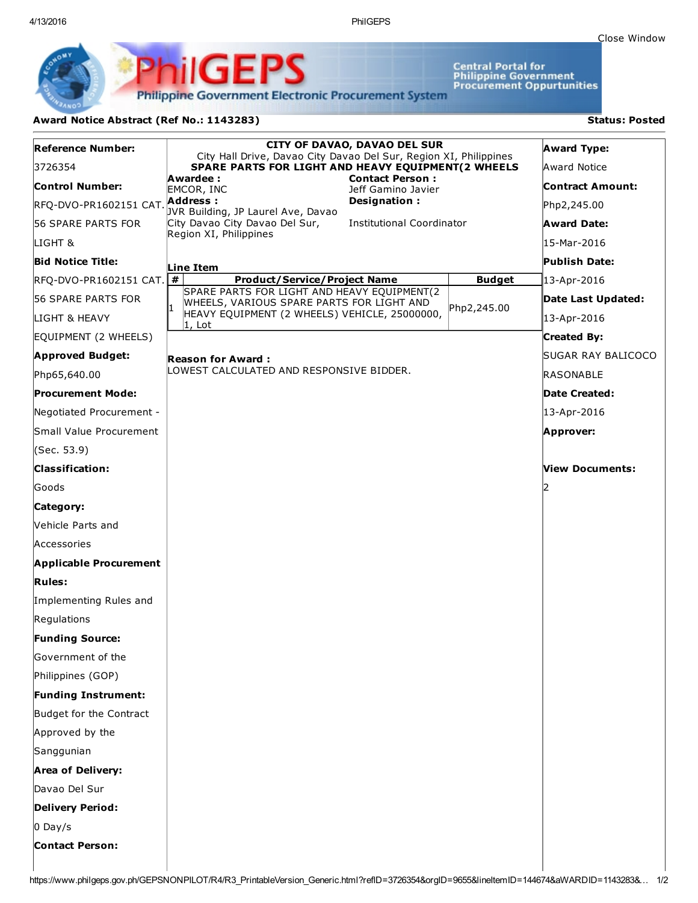# PhilGEPS

Philippine Government Electronic Procurement System

Central Portal for Philippine Government Procurement Oppurtunities

Close Window

## Award Notice Abstract (Ref No.: 1143283)

**Status: Posted**

**Reference Number:**
3726354

**Control Number:**
RFQ-DVO-PR1602151 CAT. 56 SPARE PARTS FOR LIGHT &

**Bid Notice Title:**
RFQ-DVO-PR1602151 CAT. 56 SPARE PARTS FOR LIGHT & HEAVY EQUIPMENT (2 WHEELS)

**Approved Budget:**
Php65,640.00

**Procurement Mode:**
Negotiated Procurement - Small Value Procurement (Sec. 53.9)

**Classification:**
Goods

**Category:**
Vehicle Parts and Accessories

**Applicable Procurement Rules:**
Implementing Rules and Regulations

**Funding Source:**
Government of the Philippines (GOP)

**Funding Instrument:**
Budget for the Contract Approved by the Sanggunian

**Area of Delivery:**
Davao Del Sur

**Delivery Period:**
0 Day/s

**Contact Person:**

---

**CITY OF DAVAO, DAVAO DEL SUR**
City Hall Drive, Davao City Davao Del Sur, Region XI, Philippines
**SPARE PARTS FOR LIGHT AND HEAVY EQUIPMENT(2 WHEELS**

**Awardee :**
EMCOR, INC

**Address :**
JVR Building, JP Laurel Ave, Davao City Davao City Davao Del Sur, Region XI, Philippines

**Contact Person :**
Jeff Gamino Javier

**Designation :**
Institutional Coordinator

**Line Item**

| # | Product/Service/Project Name | Budget |
|---|---|---|
| 1 | SPARE PARTS FOR LIGHT AND HEAVY EQUIPMENT(2 WHEELS, VARIOUS SPARE PARTS FOR LIGHT AND HEAVY EQUIPMENT (2 WHEELS) VEHICLE, 25000000, 1, Lot | Php2,245.00 |

**Reason for Award :**
LOWEST CALCULATED AND RESPONSIVE BIDDER.

---

**Award Type:**
Award Notice

**Contract Amount:**
Php2,245.00

**Award Date:**
15-Mar-2016

**Publish Date:**
13-Apr-2016

**Date Last Updated:**
13-Apr-2016

**Created By:**
SUGAR RAY BALICOCO RASONABLE

**Date Created:**
13-Apr-2016

**Approver:**

**View Documents:**
2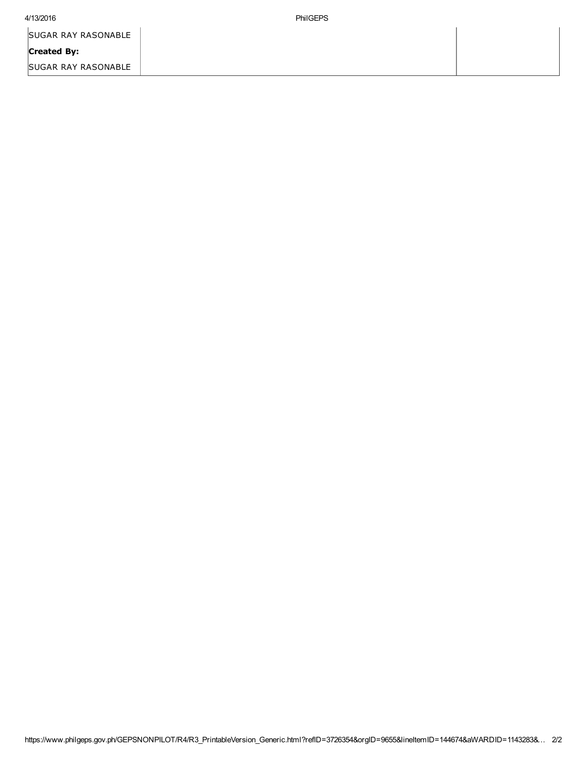| | | |
|---|---|---|
| SUGAR RAY RASONABLE | | |
| **Created By:** | | |
| SUGAR RAY RASONABLE | | |